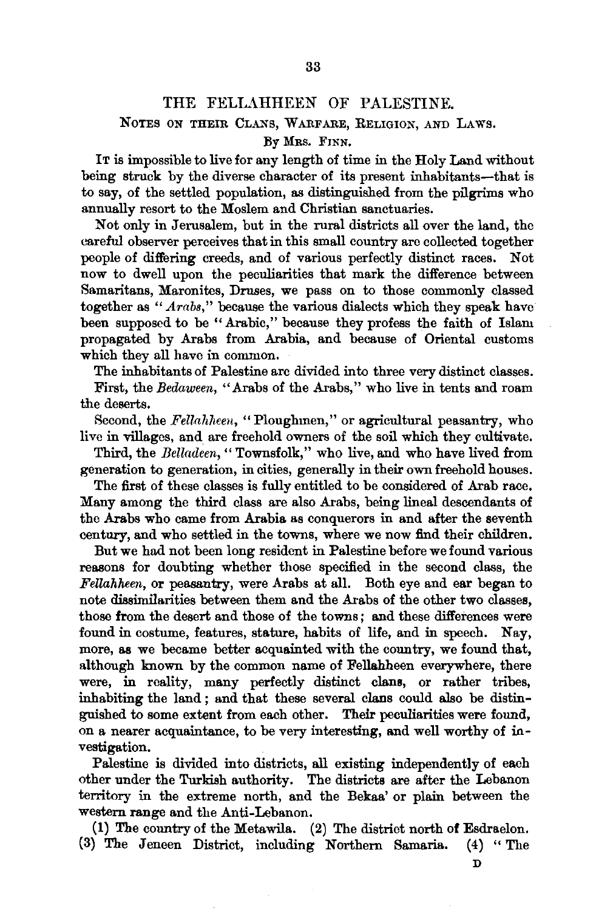# THE FELLAHHEEN OF PALESTINE.

## Notes on their Clans, Warfare, Religion, and Laws.

By Mrs. Finn.

It is impossible to live for any length of time in the Holy Land without being struck by the diverse character of its present inhabitants—that is to say, of the settled population, as distinguished from the pilgrims who annually resort to the Moslem and Christian sanctuaries.

Not only in Jerusalem, but in the rural districts all over the land, the careful observer perceives that in this small country are collected together people of differing creeds, and of various perfectly distinct races. Not now to dwell upon the peculiarities that mark the difference between Samaritans, Maronites, Druses, we pass on to those commonly classed together as "*Arabs*," because the various dialects which they speak have been supposed to be "Arabic," because they profess the faith of Islam propagated by Arabs from Arabia, and because of Oriental customs which they all have in common.

The inhabitants of Palestine are divided into three very distinct classes.

First, the *Bedaween*, "Arabs of the Arabs," who live in tents and roam the deserts.

Second, the *Fellahheen*, "Ploughmen," or agricultural peasantry, who live in villages, and are freehold owners of the soil which they cultivate.

Third, the *Belladeen*, "Townsfolk," who live, and who have lived from generation to generation, in cities, generally in their own freehold houses.

The first of these classes is fully entitled to be considered of Arab race. Many among the third class are also Arabs, being lineal descendants of the Arabs who came from Arabia as conquerors in and after the seventh century, and who settled in the towns, where we now find their children.

But we had not been long resident in Palestine before we found various reasons for doubting whether those specified in the second class, the *Fellahheen*, or peasantry, were Arabs at all. Both eye and ear began to note dissimilarities between them and the Arabs of the other two classes, those from the desert and those of the towns; and these differences were found in costume, features, stature, habits of life, and in speech. Nay, more, as we became better acquainted with the country, we found that, although known by the common name of Fellahheen everywhere, there were, in reality, many perfectly distinct clans, or rather tribes, inhabiting the land; and that these several clans could also be distinguished to some extent from each other. Their peculiarities were found, on a nearer acquaintance, to be very interesting, and well worthy of investigation.

Palestine is divided into districts, all existing independently of each other under the Turkish authority. The districts are after the Lebanon territory in the extreme north, and the Bekaa' or plain between the western range and the Anti-Lebanon.

(1) The country of the Metawila. (2) The district north of Esdraelon. (3) The Jeneen District, including Northern Samaria. (4) "The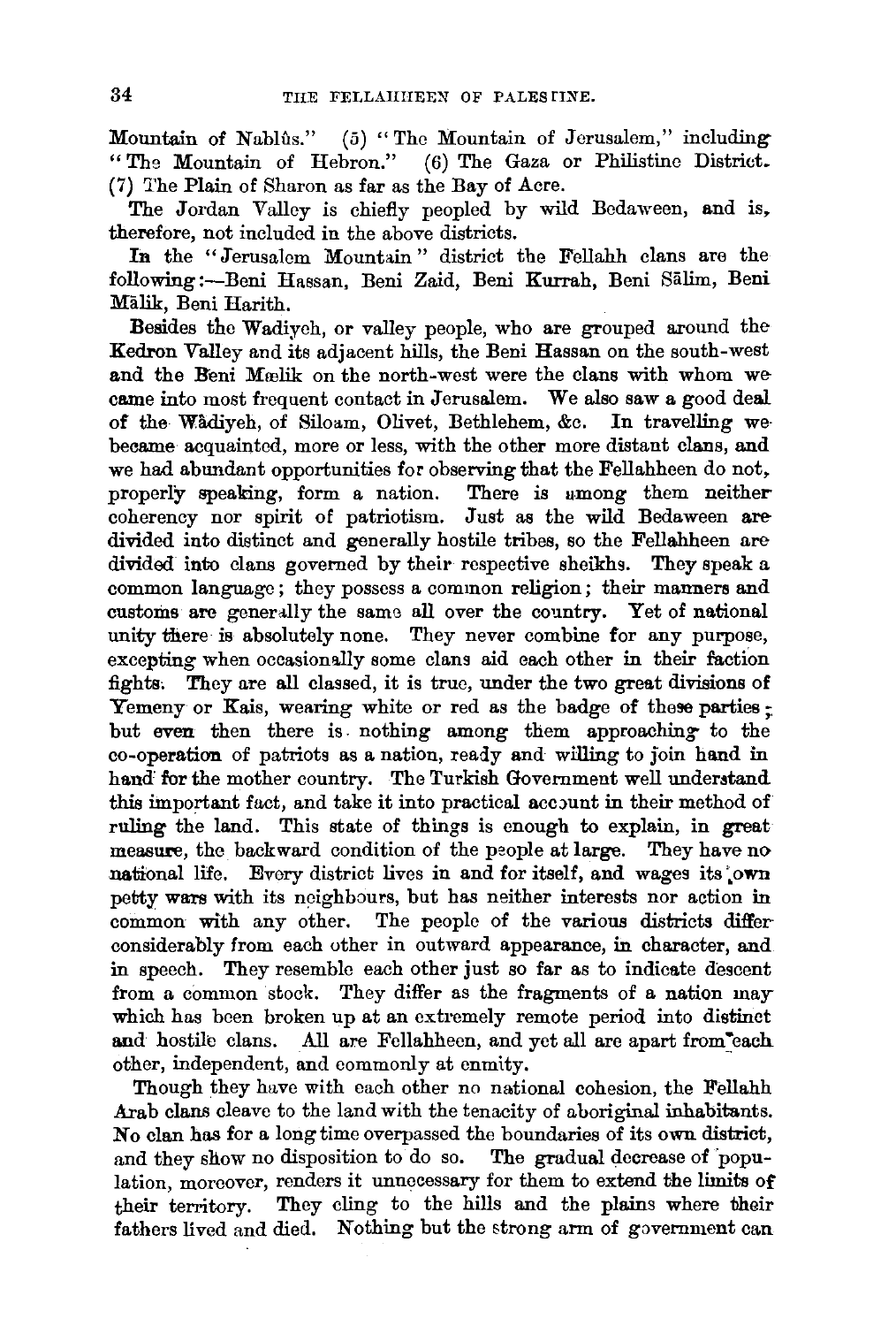Mountain of Nablûs." (5) "The Mountain of Jerusalem," including "The Mountain of Hebron." (6) The Gaza or Philistine District. (7) The Plain of Sharon as far as the Bay of Acre.

The Jordan Valley is chiefly peopled by wild Bedaween, and is, therefore, not included in the above districts.

In the "Jerusalem Mountain" district the Fellahh clans are the following:—Beni Hassan, Beni Zaid, Beni Kurrah, Beni Sālim, Beni Mālik, Beni Harith.

Besides the Wadiyeh, or valley people, who are grouped around the Kedron Valley and its adjacent hills, the Beni Hassan on the south-west and the Beni Mælik on the north-west were the clans with whom we came into most frequent contact in Jerusalem. We also saw a good deal of the Wâdiyeh, of Siloam, Olivet, Bethlehem, &c. In travelling we became acquainted, more or less, with the other more distant clans, and we had abundant opportunities for observing that the Fellahheen do not, properly speaking, form a nation. There is among them neither coherency nor spirit of patriotism. Just as the wild Bedaween are divided into distinct and generally hostile tribes, so the Fellahheen are divided into clans governed by their respective sheikhs. They speak a common language; they possess a common religion; their manners and customs are generally the same all over the country. Yet of national unity there is absolutely none. They never combine for any purpose, excepting when occasionally some clans aid each other in their faction fights. They are all classed, it is true, under the two great divisions of Yemeny or Kais, wearing white or red as the badge of these parties; but even then there is nothing among them approaching to the co-operation of patriots as a nation, ready and willing to join hand in hand for the mother country. The Turkish Government well understand this important fact, and take it into practical account in their method of ruling the land. This state of things is enough to explain, in great measure, the backward condition of the people at large. They have no national life. Every district lives in and for itself, and wages its own petty wars with its neighbours, but has neither interests nor action in common with any other. The people of the various districts differ considerably from each other in outward appearance, in character, and in speech. They resemble each other just so far as to indicate descent from a common stock. They differ as the fragments of a nation may which has been broken up at an extremely remote period into distinct and hostile clans. All are Fellahheen, and yet all are apart from each other, independent, and commonly at enmity.

Though they have with each other no national cohesion, the Fellahh Arab clans cleave to the land with the tenacity of aboriginal inhabitants. No clan has for a long time overpassed the boundaries of its own district, and they show no disposition to do so. The gradual decrease of population, moreover, renders it unnecessary for them to extend the limits of their territory. They cling to the hills and the plains where their fathers lived and died. Nothing but the strong arm of government can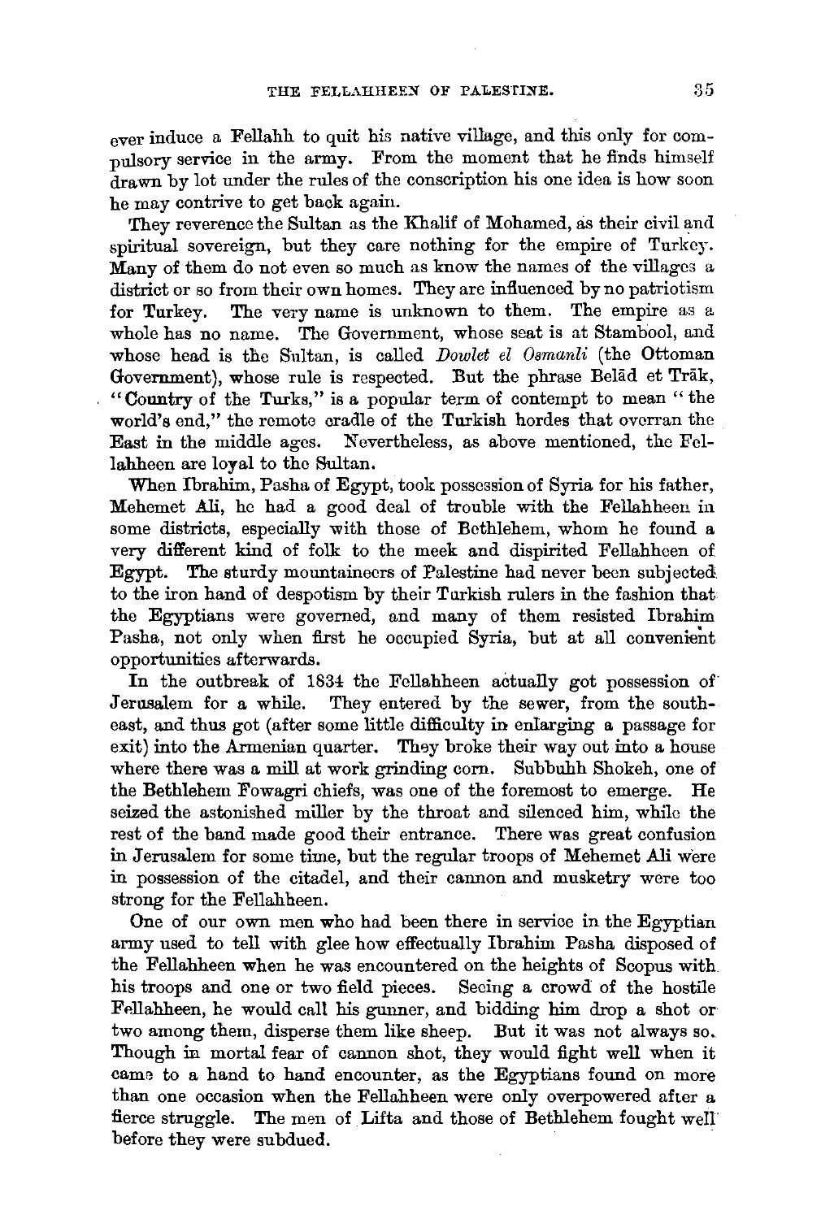ever induce a Fellahh to quit his native village, and this only for compulsory service in the army. From the moment that he finds himself drawn by lot under the rules of the conscription his one idea is how soon he may contrive to get back again.

They reverence the Sultan as the Khalif of Mohamed, as their civil and spiritual sovereign, but they care nothing for the empire of Turkey. Many of them do not even so much as know the names of the villages a district or so from their own homes. They are influenced by no patriotism for Turkey. The very name is unknown to them. The empire as a whole has no name. The Government, whose seat is at Stambool, and whose head is the Sultan, is called *Dowlet el Osmanli* (the Ottoman Government), whose rule is respected. But the phrase Belād et Trāk, "Country of the Turks," is a popular term of contempt to mean "the world's end," the remote cradle of the Turkish hordes that overran the East in the middle ages. Nevertheless, as above mentioned, the Fellahheen are loyal to the Sultan.

When Ibrahim, Pasha of Egypt, took possession of Syria for his father, Mehemet Ali, he had a good deal of trouble with the Fellahheen in some districts, especially with those of Bethlehem, whom he found a very different kind of folk to the meek and dispirited Fellahheen of Egypt. The sturdy mountaineers of Palestine had never been subjected to the iron hand of despotism by their Turkish rulers in the fashion that the Egyptians were governed, and many of them resisted Ibrahim Pasha, not only when first he occupied Syria, but at all convenient opportunities afterwards.

In the outbreak of 1834 the Fellahheen actually got possession of Jerusalem for a while. They entered by the sewer, from the south-east, and thus got (after some little difficulty in enlarging a passage for exit) into the Armenian quarter. They broke their way out into a house where there was a mill at work grinding corn. Subbuhh Shokeh, one of the Bethlehem Fowagri chiefs, was one of the foremost to emerge. He seized the astonished miller by the throat and silenced him, while the rest of the band made good their entrance. There was great confusion in Jerusalem for some time, but the regular troops of Mehemet Ali were in possession of the citadel, and their cannon and musketry were too strong for the Fellahheen.

One of our own men who had been there in service in the Egyptian army used to tell with glee how effectually Ibrahim Pasha disposed of the Fellahheen when he was encountered on the heights of Scopus with his troops and one or two field pieces. Seeing a crowd of the hostile Fellahheen, he would call his gunner, and bidding him drop a shot or two among them, disperse them like sheep. But it was not always so. Though in mortal fear of cannon shot, they would fight well when it came to a hand to hand encounter, as the Egyptians found on more than one occasion when the Fellahheen were only overpowered after a fierce struggle. The men of Lifta and those of Bethlehem fought well before they were subdued.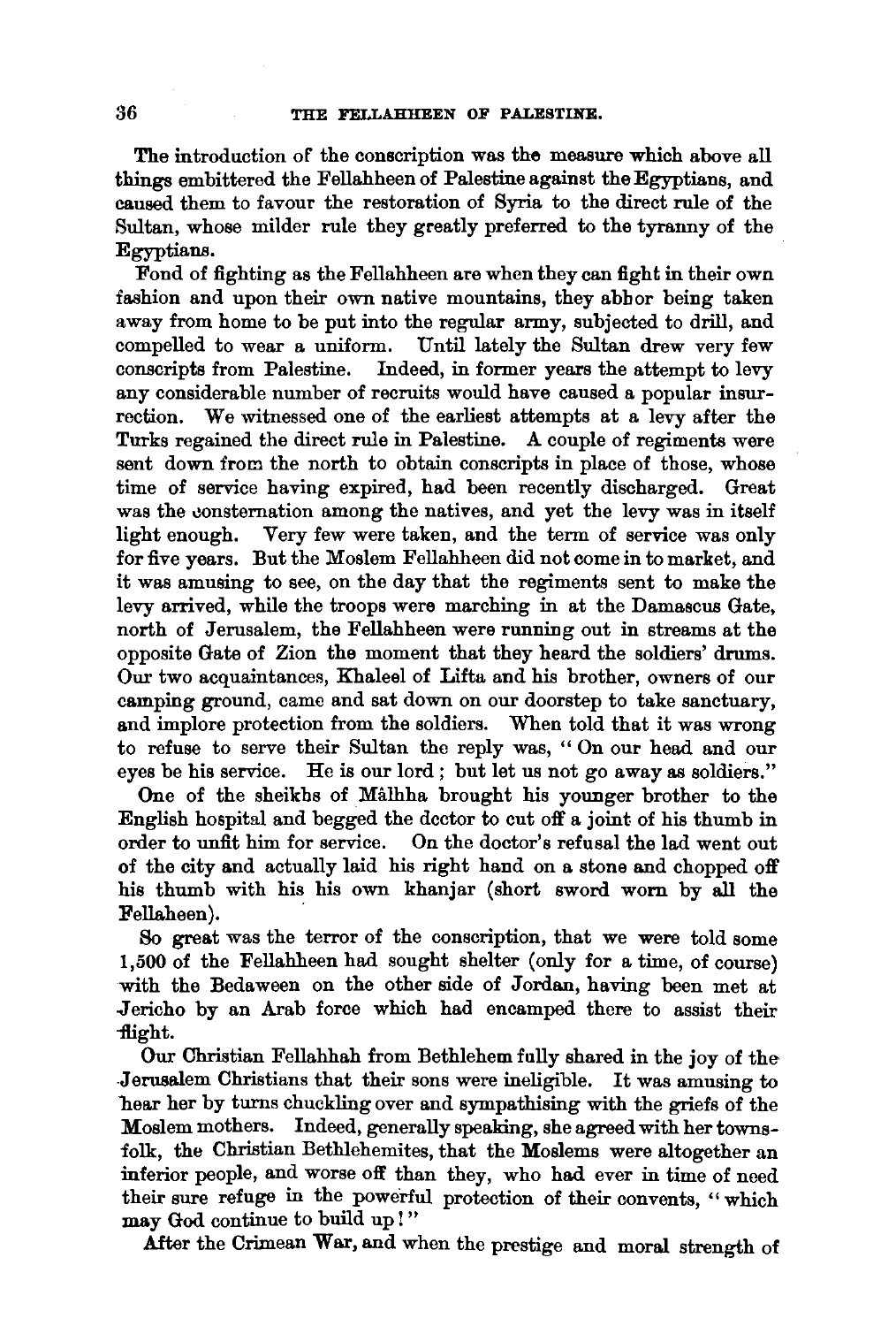The introduction of the conscription was the measure which above all things embittered the Fellahheen of Palestine against the Egyptians, and caused them to favour the restoration of Syria to the direct rule of the Sultan, whose milder rule they greatly preferred to the tyranny of the Egyptians.

Fond of fighting as the Fellahheen are when they can fight in their own fashion and upon their own native mountains, they abhor being taken away from home to be put into the regular army, subjected to drill, and compelled to wear a uniform. Until lately the Sultan drew very few conscripts from Palestine. Indeed, in former years the attempt to levy any considerable number of recruits would have caused a popular insurrection. We witnessed one of the earliest attempts at a levy after the Turks regained the direct rule in Palestine. A couple of regiments were sent down from the north to obtain conscripts in place of those, whose time of service having expired, had been recently discharged. Great was the consternation among the natives, and yet the levy was in itself light enough. Very few were taken, and the term of service was only for five years. But the Moslem Fellahheen did not come in to market, and it was amusing to see, on the day that the regiments sent to make the levy arrived, while the troops were marching in at the Damascus Gate, north of Jerusalem, the Fellahheen were running out in streams at the opposite Gate of Zion the moment that they heard the soldiers' drums. Our two acquaintances, Khaleel of Lifta and his brother, owners of our camping ground, came and sat down on our doorstep to take sanctuary, and implore protection from the soldiers. When told that it was wrong to refuse to serve their Sultan the reply was, "On our head and our eyes be his service. He is our lord; but let us not go away as soldiers."

One of the sheikhs of Mâlhha brought his younger brother to the English hospital and begged the doctor to cut off a joint of his thumb in order to unfit him for service. On the doctor's refusal the lad went out of the city and actually laid his right hand on a stone and chopped off his thumb with his his own khanjar (short sword worn by all the Fellaheen).

So great was the terror of the conscription, that we were told some 1,500 of the Fellahheen had sought shelter (only for a time, of course) with the Bedaween on the other side of Jordan, having been met at Jericho by an Arab force which had encamped there to assist their flight.

Our Christian Fellahhah from Bethlehem fully shared in the joy of the Jerusalem Christians that their sons were ineligible. It was amusing to hear her by turns chuckling over and sympathising with the griefs of the Moslem mothers. Indeed, generally speaking, she agreed with her townsfolk, the Christian Bethlehemites, that the Moslems were altogether an inferior people, and worse off than they, who had ever in time of need their sure refuge in the powerful protection of their convents, "which may God continue to build up!"

After the Crimean War, and when the prestige and moral strength of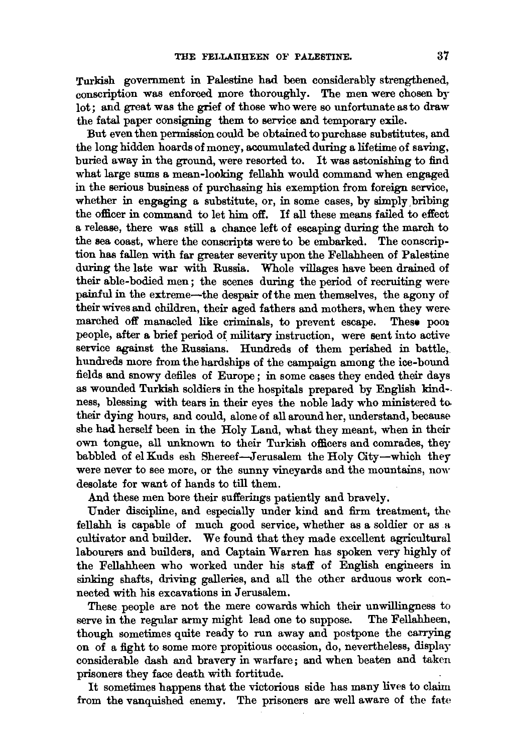Turkish government in Palestine had been considerably strengthened, conscription was enforced more thoroughly. The men were chosen by lot; and great was the grief of those who were so unfortunate as to draw the fatal paper consigning them to service and temporary exile.

But even then permission could be obtained to purchase substitutes, and the long hidden hoards of money, accumulated during a lifetime of saving, buried away in the ground, were resorted to. It was astonishing to find what large sums a mean-looking fellahh would command when engaged in the serious business of purchasing his exemption from foreign service, whether in engaging a substitute, or, in some cases, by simply bribing the officer in command to let him off. If all these means failed to effect a release, there was still a chance left of escaping during the march to the sea coast, where the conscripts were to be embarked. The conscription has fallen with far greater severity upon the Fellahheen of Palestine during the late war with Russia. Whole villages have been drained of their able-bodied men; the scenes during the period of recruiting were painful in the extreme—the despair of the men themselves, the agony of their wives and children, their aged fathers and mothers, when they were marched off manacled like criminals, to prevent escape. These poor people, after a brief period of military instruction, were sent into active service against the Russians. Hundreds of them perished in battle, hundreds more from the hardships of the campaign among the ice-bound fields and snowy defiles of Europe; in some cases they ended their days as wounded Turkish soldiers in the hospitals prepared by English kindness, blessing with tears in their eyes the noble lady who ministered to their dying hours, and could, alone of all around her, understand, because she had herself been in the Holy Land, what they meant, when in their own tongue, all unknown to their Turkish officers and comrades, they babbled of el Kuds esh Shereef—Jerusalem the Holy City—which they were never to see more, or the sunny vineyards and the mountains, now desolate for want of hands to till them.

And these men bore their sufferings patiently and bravely.

Under discipline, and especially under kind and firm treatment, the fellahh is capable of much good service, whether as a soldier or as a cultivator and builder. We found that they made excellent agricultural labourers and builders, and Captain Warren has spoken very highly of the Fellahheen who worked under his staff of English engineers in sinking shafts, driving galleries, and all the other arduous work connected with his excavations in Jerusalem.

These people are not the mere cowards which their unwillingness to serve in the regular army might lead one to suppose. The Fellahheen, though sometimes quite ready to run away and postpone the carrying on of a fight to some more propitious occasion, do, nevertheless, display considerable dash and bravery in warfare; and when beaten and taken prisoners they face death with fortitude.

It sometimes happens that the victorious side has many lives to claim from the vanquished enemy. The prisoners are well aware of the fate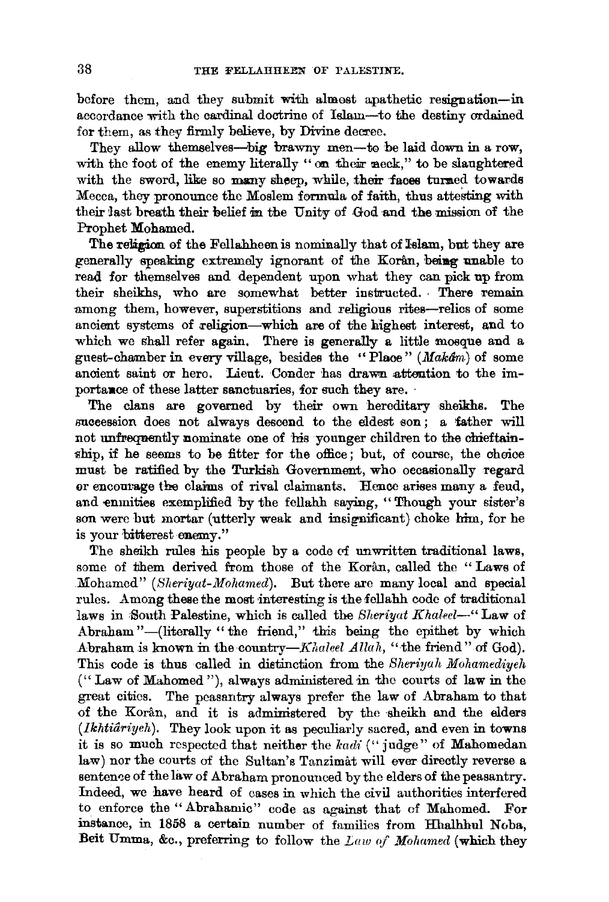before them, and they submit with almost apathetic resignation—in accordance with the cardinal doctrine of Islam—to the destiny ordained for them, as they firmly believe, by Divine decree.

They allow themselves—big brawny men—to be laid down in a row, with the foot of the enemy literally "on their neck," to be slaughtered with the sword, like so many sheep, while, their faces turned towards Mecca, they pronounce the Moslem formula of faith, thus attesting with their last breath their belief in the Unity of God and the mission of the Prophet Mohamed.

The religion of the Fellahheen is nominally that of Islam, but they are generally speaking extremely ignorant of the Korân, being unable to read for themselves and dependent upon what they can pick up from their sheikhs, who are somewhat better instructed. There remain among them, however, superstitions and religious rites—relics of some ancient systems of religion—which are of the highest interest, and to which we shall refer again. There is generally a little mosque and a guest-chamber in every village, besides the "Place" (*Makâm*) of some ancient saint or hero. Lieut. Conder has drawn attention to the importance of these latter sanctuaries, for such they are.

The clans are governed by their own hereditary sheikhs. The succession does not always descend to the eldest son; a father will not unfrequently nominate one of his younger children to the chieftainship, if he seems to be fitter for the office; but, of course, the choice must be ratified by the Turkish Government, who occasionally regard or encourage the claims of rival claimants. Hence arises many a feud, and enmities exemplified by the fellahh saying, "Though your sister's son were but mortar (utterly weak and insignificant) choke him, for he is your bitterest enemy."

The sheikh rules his people by a code of unwritten traditional laws, some of them derived from those of the Korân, called the "Laws of Mohamed" (*Sheriyat-Mohamed*). But there are many local and special rules. Among these the most interesting is the fellahh code of traditional laws in South Palestine, which is called the *Sheriyat Khaleel*—"Law of Abraham"—(literally "the friend," this being the epithet by which Abraham is known in the country—*Khaleel Allah*, "the friend" of God). This code is thus called in distinction from the *Sheriyah Mohamediyeh* ("Law of Mahomed"), always administered in the courts of law in the great cities. The peasantry always prefer the law of Abraham to that of the Korân, and it is administered by the sheikh and the elders (*Ikhtiâriyeh*). They look upon it as peculiarly sacred, and even in towns it is so much respected that neither the *kadi* ("judge" of Mahomedan law) nor the courts of the Sultan's Tanzimât will ever directly reverse a sentence of the law of Abraham pronounced by the elders of the peasantry. Indeed, we have heard of cases in which the civil authorities interfered to enforce the "Abrahamic" code as against that of Mahomed. For instance, in 1858 a certain number of families from Hhalhhul Noba, Beit Umma, &c., preferring to follow the *Law of Mohamed* (which they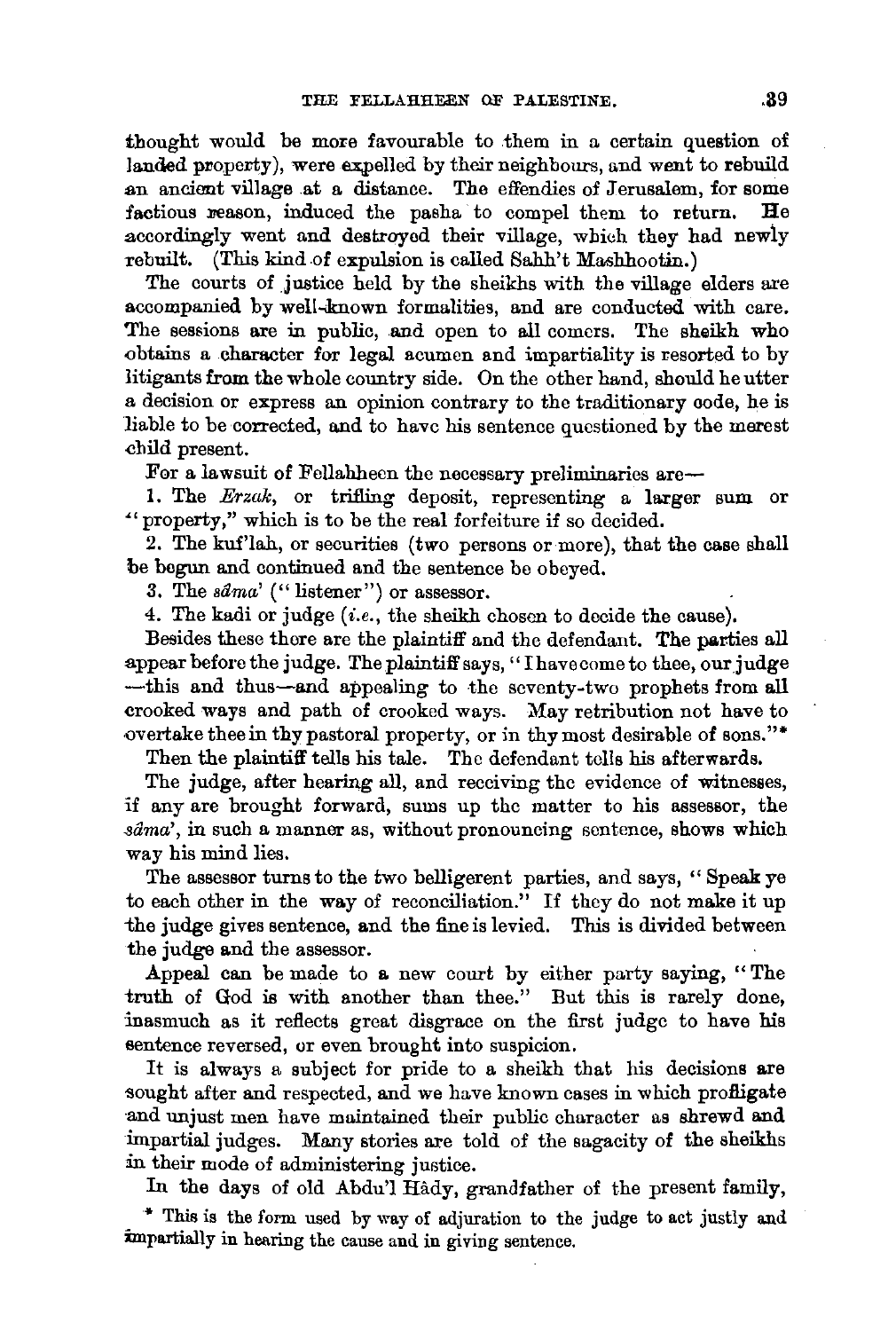thought would be more favourable to them in a certain question of landed property), were expelled by their neighbours, and went to rebuild an ancient village at a distance. The effendies of Jerusalem, for some factious reason, induced the pasha to compel them to return. He accordingly went and destroyed their village, which they had newly rebuilt. (This kind of expulsion is called Sahh't Mashhootin.)

The courts of justice held by the sheikhs with the village elders are accompanied by well-known formalities, and are conducted with care. The sessions are in public, and open to all comers. The sheikh who obtains a character for legal acumen and impartiality is resorted to by litigants from the whole country side. On the other hand, should he utter a decision or express an opinion contrary to the traditionary code, he is liable to be corrected, and to have his sentence questioned by the merest child present.

For a lawsuit of Fellahheen the necessary preliminaries are—

1. The *Erzak*, or trifling deposit, representing a larger sum or "property," which is to be the real forfeiture if so decided.

2. The kuf'lah, or securities (two persons or more), that the case shall be begun and continued and the sentence be obeyed.

3. The *sâma'* ("listener") or assessor.

4. The kadi or judge (*i.e.*, the sheikh chosen to decide the cause).

Besides these there are the plaintiff and the defendant. The parties all appear before the judge. The plaintiff says, "I have come to thee, our judge —this and thus—and appealing to the seventy-two prophets from all crooked ways and path of crooked ways. May retribution not have to overtake thee in thy pastoral property, or in thy most desirable of sons."*

Then the plaintiff tells his tale. The defendant tells his afterwards.

The judge, after hearing all, and receiving the evidence of witnesses, if any are brought forward, sums up the matter to his assessor, the *sâma'*, in such a manner as, without pronouncing sentence, shows which way his mind lies.

The assessor turns to the two belligerent parties, and says, "Speak ye to each other in the way of reconciliation." If they do not make it up the judge gives sentence, and the fine is levied. This is divided between the judge and the assessor.

Appeal can be made to a new court by either party saying, "The truth of God is with another than thee." But this is rarely done, inasmuch as it reflects great disgrace on the first judge to have his sentence reversed, or even brought into suspicion.

It is always a subject for pride to a sheikh that his decisions are sought after and respected, and we have known cases in which profligate and unjust men have maintained their public character as shrewd and impartial judges. Many stories are told of the sagacity of the sheikhs in their mode of administering justice.

In the days of old Abdu'l Hâdy, grandfather of the present family,

* This is the form used by way of adjuration to the judge to act justly and impartially in hearing the cause and in giving sentence.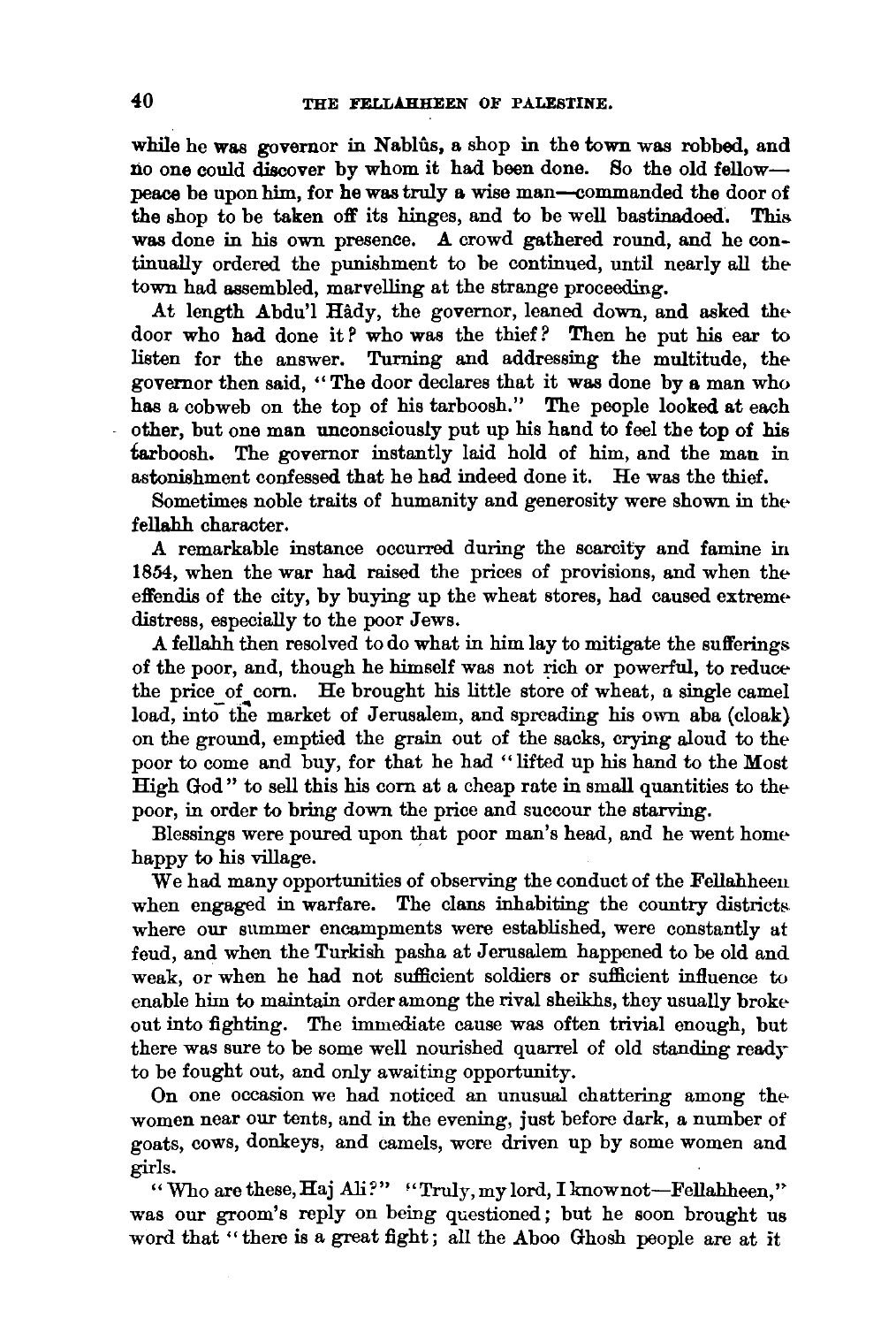while he was governor in Nablûs, a shop in the town was robbed, and no one could discover by whom it had been done. So the old fellow—peace be upon him, for he was truly a wise man—commanded the door of the shop to be taken off its hinges, and to be well bastinadoed. This was done in his own presence. A crowd gathered round, and he continually ordered the punishment to be continued, until nearly all the town had assembled, marvelling at the strange proceeding.

At length Abdu'l Hâdy, the governor, leaned down, and asked the door who had done it? who was the thief? Then he put his ear to listen for the answer. Turning and addressing the multitude, the governor then said, "The door declares that it was done by a man who has a cobweb on the top of his tarboosh." The people looked at each other, but one man unconsciously put up his hand to feel the top of his tarboosh. The governor instantly laid hold of him, and the man in astonishment confessed that he had indeed done it. He was the thief.

Sometimes noble traits of humanity and generosity were shown in the fellahh character.

A remarkable instance occurred during the scarcity and famine in 1854, when the war had raised the prices of provisions, and when the effendis of the city, by buying up the wheat stores, had caused extreme distress, especially to the poor Jews.

A fellahh then resolved to do what in him lay to mitigate the sufferings of the poor, and, though he himself was not rich or powerful, to reduce the price of corn. He brought his little store of wheat, a single camel load, into the market of Jerusalem, and spreading his own aba (cloak) on the ground, emptied the grain out of the sacks, crying aloud to the poor to come and buy, for that he had "lifted up his hand to the Most High God" to sell this his corn at a cheap rate in small quantities to the poor, in order to bring down the price and succour the starving.

Blessings were poured upon that poor man's head, and he went home happy to his village.

We had many opportunities of observing the conduct of the Fellahheen when engaged in warfare. The clans inhabiting the country districts where our summer encampments were established, were constantly at feud, and when the Turkish pasha at Jerusalem happened to be old and weak, or when he had not sufficient soldiers or sufficient influence to enable him to maintain order among the rival sheikhs, they usually broke out into fighting. The immediate cause was often trivial enough, but there was sure to be some well nourished quarrel of old standing ready to be fought out, and only awaiting opportunity.

On one occasion we had noticed an unusual chattering among the women near our tents, and in the evening, just before dark, a number of goats, cows, donkeys, and camels, were driven up by some women and girls.

"Who are these, Haj Ali?" "Truly, my lord, I know not—Fellahheen," was our groom's reply on being questioned; but he soon brought us word that "there is a great fight; all the Aboo Ghosh people are at it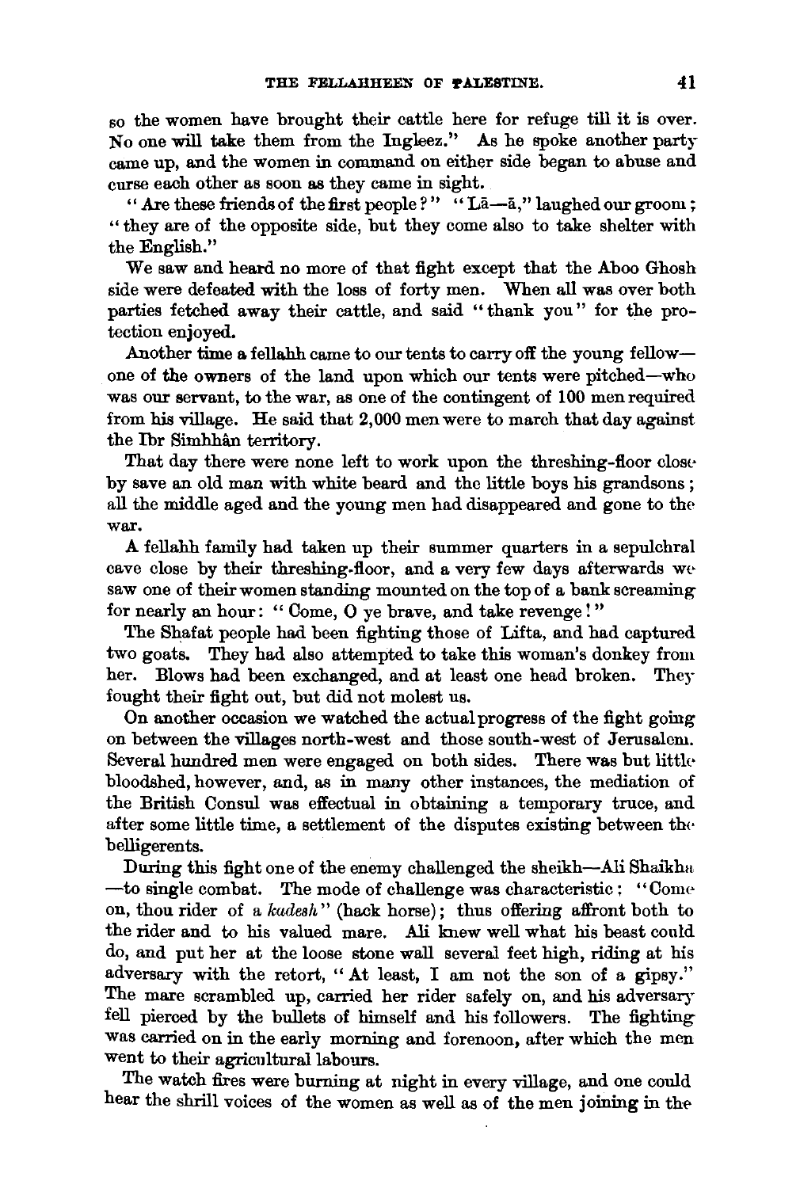so the women have brought their cattle here for refuge till it is over. No one will take them from the Ingleez." As he spoke another party came up, and the women in command on either side began to abuse and curse each other as soon as they came in sight.

"Are these friends of the first people?" "Lā—ā," laughed our groom; "they are of the opposite side, but they come also to take shelter with the English."

We saw and heard no more of that fight except that the Aboo Ghosh side were defeated with the loss of forty men. When all was over both parties fetched away their cattle, and said "thank you" for the protection enjoyed.

Another time a fellahh came to our tents to carry off the young fellow—one of the owners of the land upon which our tents were pitched—who was our servant, to the war, as one of the contingent of 100 men required from his village. He said that 2,000 men were to march that day against the Ibr Simhhân territory.

That day there were none left to work upon the threshing-floor close by save an old man with white beard and the little boys his grandsons; all the middle aged and the young men had disappeared and gone to the war.

A fellahh family had taken up their summer quarters in a sepulchral cave close by their threshing-floor, and a very few days afterwards we saw one of their women standing mounted on the top of a bank screaming for nearly an hour: "Come, O ye brave, and take revenge!"

The Shafat people had been fighting those of Lifta, and had captured two goats. They had also attempted to take this woman's donkey from her. Blows had been exchanged, and at least one head broken. They fought their fight out, but did not molest us.

On another occasion we watched the actual progress of the fight going on between the villages north-west and those south-west of Jerusalem. Several hundred men were engaged on both sides. There was but little bloodshed, however, and, as in many other instances, the mediation of the British Consul was effectual in obtaining a temporary truce, and after some little time, a settlement of the disputes existing between the belligerents.

During this fight one of the enemy challenged the sheikh—Ali Shaikha—to single combat. The mode of challenge was characteristic: "Come on, thou rider of a *kadesh*" (hack horse); thus offering affront both to the rider and to his valued mare. Ali knew well what his beast could do, and put her at the loose stone wall several feet high, riding at his adversary with the retort, "At least, I am not the son of a gipsy." The mare scrambled up, carried her rider safely on, and his adversary fell pierced by the bullets of himself and his followers. The fighting was carried on in the early morning and forenoon, after which the men went to their agricultural labours.

The watch fires were burning at night in every village, and one could hear the shrill voices of the women as well as of the men joining in the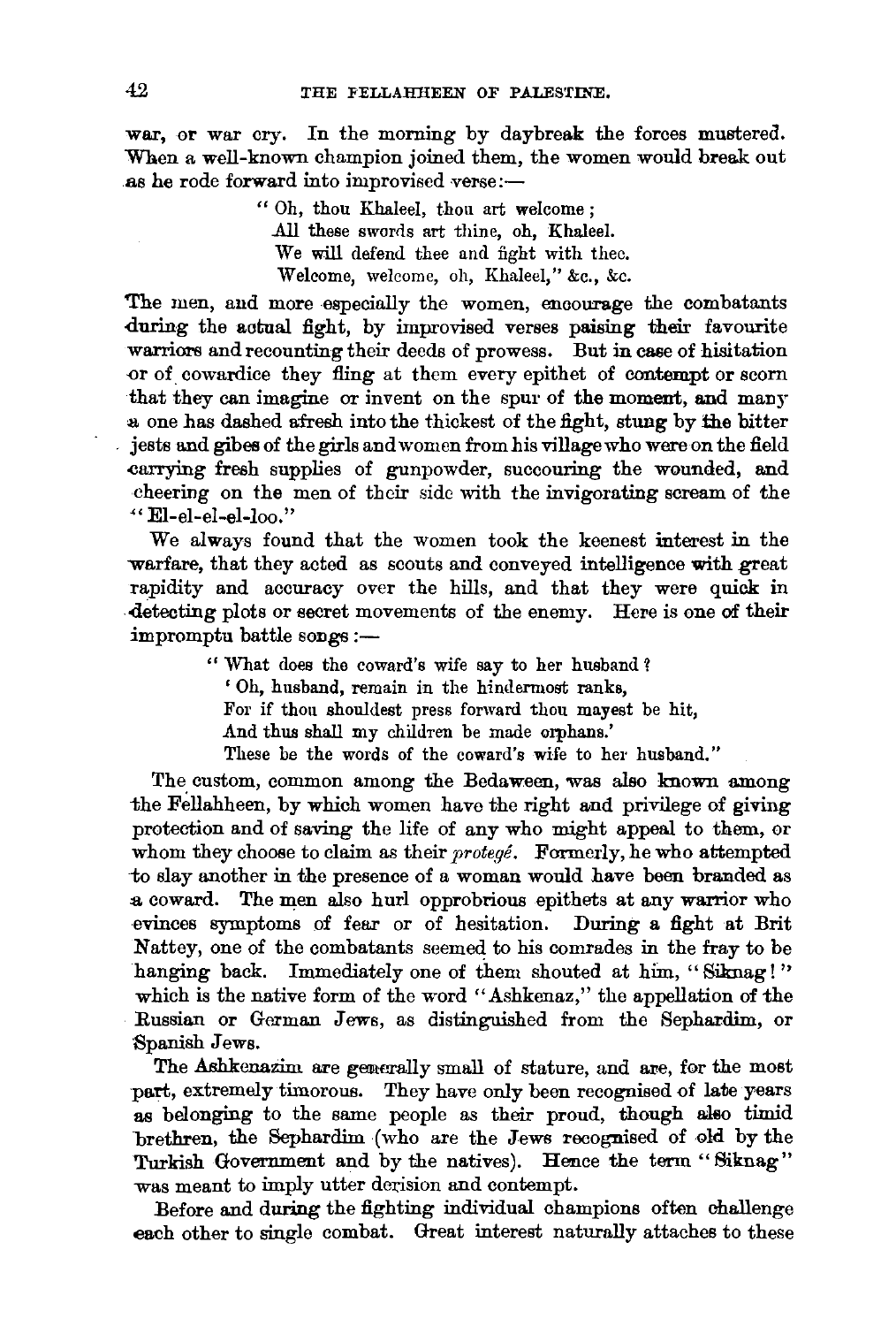war, or war cry. In the morning by daybreak the forces mustered. When a well-known champion joined them, the women would break out as he rode forward into improvised verse:—

> "Oh, thou Khaleel, thou art welcome;
> All these swords art thine, oh, Khaleel.
> We will defend thee and fight with thee.
> Welcome, welcome, oh, Khaleel," &c., &c.

The men, and more especially the women, encourage the combatants during the actual fight, by improvised verses paising their favourite warriors and recounting their deeds of prowess. But in case of hisitation or of cowardice they fling at them every epithet of contempt or scorn that they can imagine or invent on the spur of the moment, and many a one has dashed afresh into the thickest of the fight, stung by the bitter jests and gibes of the girls and women from his village who were on the field carrying fresh supplies of gunpowder, succouring the wounded, and cheering on the men of their side with the invigorating scream of the "El-el-el-el-loo."

We always found that the women took the keenest interest in the warfare, that they acted as scouts and conveyed intelligence with great rapidity and accuracy over the hills, and that they were quick in detecting plots or secret movements of the enemy. Here is one of their impromptu battle songs:—

> "What does the coward's wife say to her husband?
> 'Oh, husband, remain in the hindermost ranks,
> For if thou shouldest press forward thou mayest be hit,
> And thus shall my children be made orphans.'
> These be the words of the coward's wife to her husband."

The custom, common among the Bedaween, was also known among the Fellahheen, by which women have the right and privilege of giving protection and of saving the life of any who might appeal to them, or whom they choose to claim as their *protegé*. Formerly, he who attempted to slay another in the presence of a woman would have been branded as a coward. The men also hurl opprobrious epithets at any warrior who evinces symptoms of fear or of hesitation. During a fight at Brit Nattey, one of the combatants seemed to his comrades in the fray to be hanging back. Immediately one of them shouted at him, "Siknag!" which is the native form of the word "Ashkenaz," the appellation of the Russian or German Jews, as distinguished from the Sephardim, or Spanish Jews.

The Ashkenazim are generally small of stature, and are, for the most part, extremely timorous. They have only been recognised of late years as belonging to the same people as their proud, though also timid brethren, the Sephardim (who are the Jews recognised of old by the Turkish Government and by the natives). Hence the term "Siknag" was meant to imply utter derision and contempt.

Before and during the fighting individual champions often challenge each other to single combat. Great interest naturally attaches to these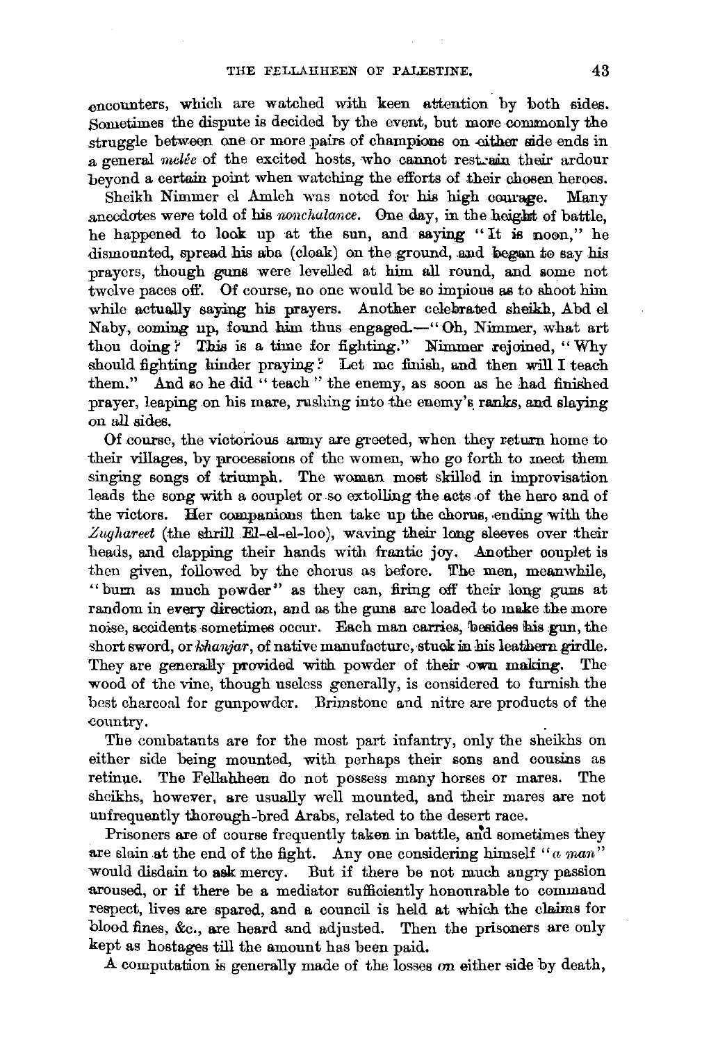encounters, which are watched with keen attention by both sides. Sometimes the dispute is decided by the event, but more commonly the struggle between one or more pairs of champions on either side ends in a general *mêlée* of the excited hosts, who cannot restrain their ardour beyond a certain point when watching the efforts of their chosen heroes.

Sheikh Nimmer el Amleh was noted for his high courage. Many anecdotes were told of his *nonchalance*. One day, in the height of battle, he happened to look up at the sun, and saying "It is noon," he dismounted, spread his aba (cloak) on the ground, and began to say his prayers, though guns were levelled at him all round, and some not twelve paces off. Of course, no one would be so impious as to shoot him while actually saying his prayers. Another celebrated sheikh, Abd el Naby, coming up, found him thus engaged—"Oh, Nimmer, what art thou doing? This is a time for fighting." Nimmer rejoined, "Why should fighting hinder praying? Let me finish, and then will I teach them." And so he did "teach" the enemy, as soon as he had finished prayer, leaping on his mare, rushing into the enemy's ranks, and slaying on all sides.

Of course, the victorious army are greeted, when they return home to their villages, by processions of the women, who go forth to meet them singing songs of triumph. The woman most skilled in improvisation leads the song with a couplet or so extolling the acts of the hero and of the victors. Her companions then take up the chorus, ending with the *Zughareet* (the shrill El-el-el-loo), waving their long sleeves over their heads, and clapping their hands with frantic joy. Another couplet is then given, followed by the chorus as before. The men, meanwhile, "burn as much powder" as they can, firing off their long guns at random in every direction, and as the guns are loaded to make the more noise, accidents sometimes occur. Each man carries, besides his gun, the short sword, or *khanjar*, of native manufacture, stuck in his leathern girdle. They are generally provided with powder of their own making. The wood of the vine, though useless generally, is considered to furnish the best charcoal for gunpowder. Brimstone and nitre are products of the country.

The combatants are for the most part infantry, only the sheikhs on either side being mounted, with perhaps their sons and cousins as retinue. The Fellahheen do not possess many horses or mares. The sheikhs, however, are usually well mounted, and their mares are not unfrequently thorough-bred Arabs, related to the desert race.

Prisoners are of course frequently taken in battle, and sometimes they are slain at the end of the fight. Any one considering himself "*a man*" would disdain to ask mercy. But if there be not much angry passion aroused, or if there be a mediator sufficiently honourable to command respect, lives are spared, and a council is held at which the claims for blood fines, &c., are heard and adjusted. Then the prisoners are only kept as hostages till the amount has been paid.

A computation is generally made of the losses on either side by death,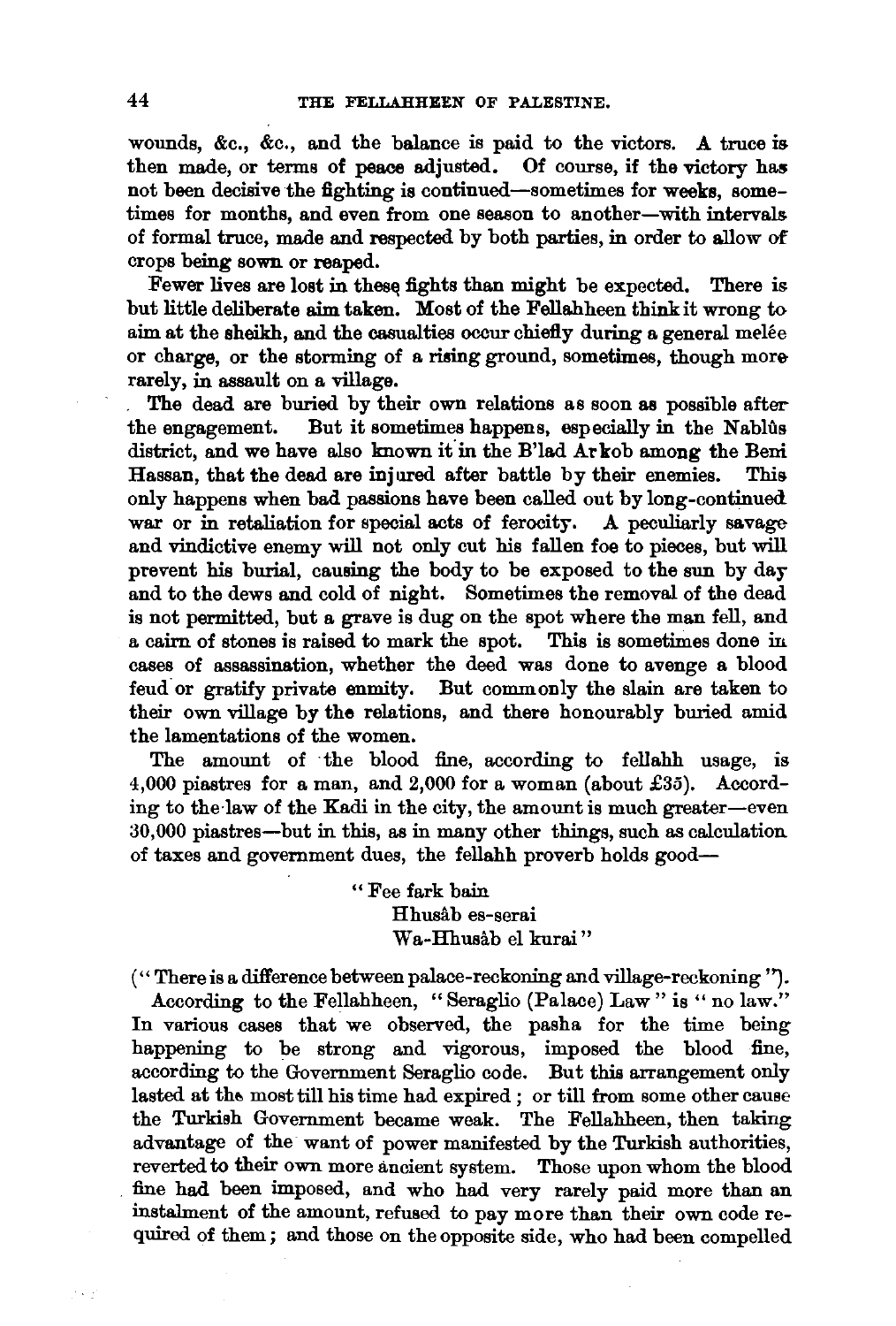wounds, &c., &c., and the balance is paid to the victors. A truce is then made, or terms of peace adjusted. Of course, if the victory has not been decisive the fighting is continued—sometimes for weeks, sometimes for months, and even from one season to another—with intervals of formal truce, made and respected by both parties, in order to allow of crops being sown or reaped.

Fewer lives are lost in these fights than might be expected. There is but little deliberate aim taken. Most of the Fellahheen think it wrong to aim at the sheikh, and the casualties occur chiefly during a general melée or charge, or the storming of a rising ground, sometimes, though more rarely, in assault on a village.

The dead are buried by their own relations as soon as possible after the engagement. But it sometimes happens, especially in the Nablûs district, and we have also known it in the B'lad Arkob among the Beni Hassan, that the dead are injured after battle by their enemies. This only happens when bad passions have been called out by long-continued war or in retaliation for special acts of ferocity. A peculiarly savage and vindictive enemy will not only cut his fallen foe to pieces, but will prevent his burial, causing the body to be exposed to the sun by day and to the dews and cold of night. Sometimes the removal of the dead is not permitted, but a grave is dug on the spot where the man fell, and a cairn of stones is raised to mark the spot. This is sometimes done in cases of assassination, whether the deed was done to avenge a blood feud or gratify private enmity. But commonly the slain are taken to their own village by the relations, and there honourably buried amid the lamentations of the women.

The amount of the blood fine, according to fellahh usage, is 4,000 piastres for a man, and 2,000 for a woman (about £35). According to the law of the Kadi in the city, the amount is much greater—even 30,000 piastres—but in this, as in many other things, such as calculation of taxes and government dues, the fellahh proverb holds good—

> "Fee fark bain
> Hhusâb es-serai
> Wa-Hhusâb el kurai"

("There is a difference between palace-reckoning and village-reckoning").

According to the Fellahheen, "Seraglio (Palace) Law" is "no law." In various cases that we observed, the pasha for the time being happening to be strong and vigorous, imposed the blood fine, according to the Government Seraglio code. But this arrangement only lasted at the most till his time had expired; or till from some other cause the Turkish Government became weak. The Fellahheen, then taking advantage of the want of power manifested by the Turkish authorities, reverted to their own more ancient system. Those upon whom the blood fine had been imposed, and who had very rarely paid more than an instalment of the amount, refused to pay more than their own code required of them; and those on the opposite side, who had been compelled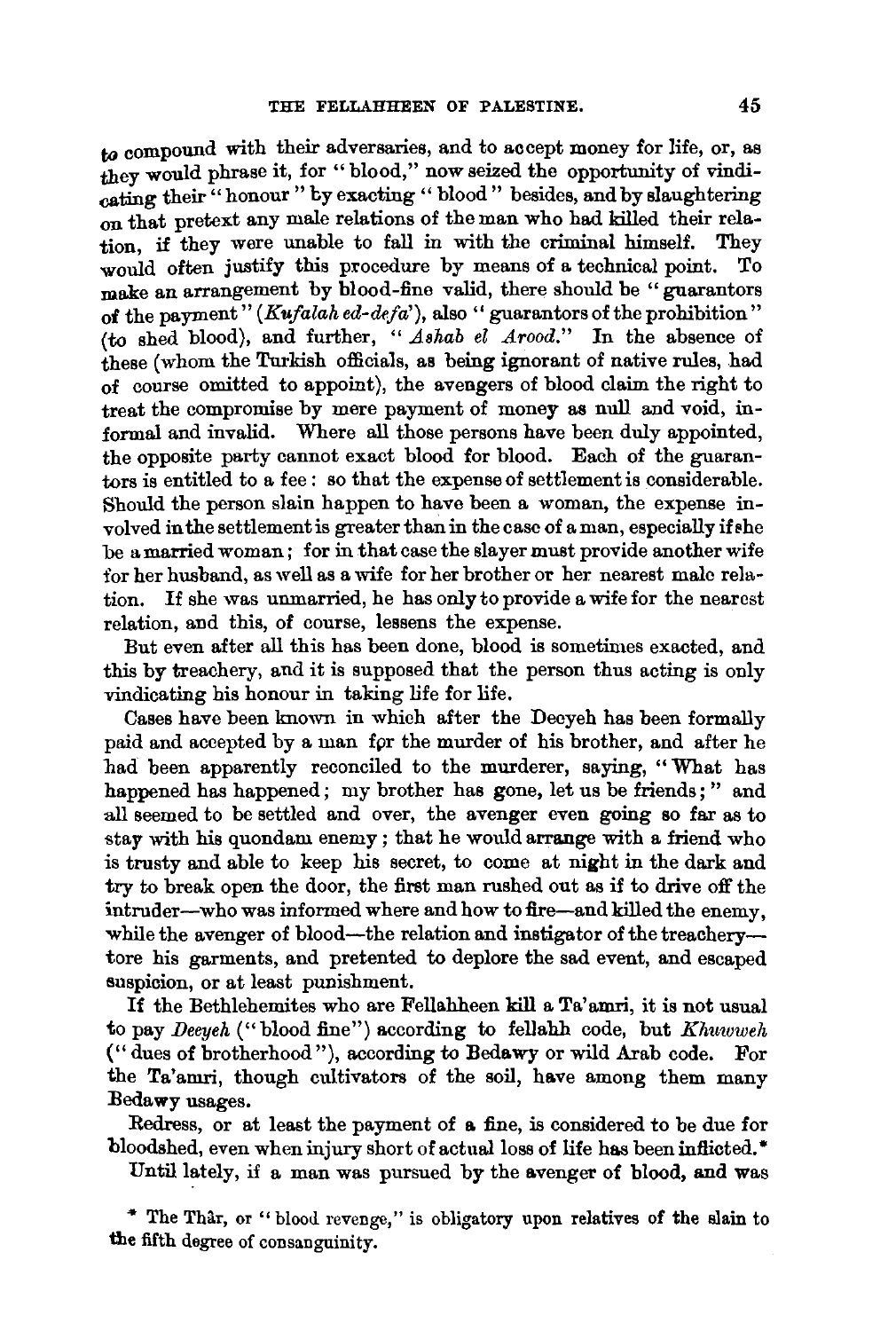to compound with their adversaries, and to accept money for life, or, as they would phrase it, for "blood," now seized the opportunity of vindicating their "honour" by exacting "blood" besides, and by slaughtering on that pretext any male relations of the man who had killed their relation, if they were unable to fall in with the criminal himself. They would often justify this procedure by means of a technical point. To make an arrangement by blood-fine valid, there should be "guarantors of the payment" (*Kufalah ed-defa'*), also "guarantors of the prohibition" (to shed blood), and further, "*Ashab el Arood*." In the absence of these (whom the Turkish officials, as being ignorant of native rules, had of course omitted to appoint), the avengers of blood claim the right to treat the compromise by mere payment of money as null and void, informal and invalid. Where all those persons have been duly appointed, the opposite party cannot exact blood for blood. Each of the guarantors is entitled to a fee: so that the expense of settlement is considerable. Should the person slain happen to have been a woman, the expense involved in the settlement is greater than in the case of a man, especially if she be a married woman; for in that case the slayer must provide another wife for her husband, as well as a wife for her brother or her nearest male relation. If she was unmarried, he has only to provide a wife for the nearest relation, and this, of course, lessens the expense.

But even after all this has been done, blood is sometimes exacted, and this by treachery, and it is supposed that the person thus acting is only vindicating his honour in taking life for life.

Cases have been known in which after the Deeyeh has been formally paid and accepted by a man for the murder of his brother, and after he had been apparently reconciled to the murderer, saying, "What has happened has happened; my brother has gone, let us be friends;" and all seemed to be settled and over, the avenger even going so far as to stay with his quondam enemy; that he would arrange with a friend who is trusty and able to keep his secret, to come at night in the dark and try to break open the door, the first man rushed out as if to drive off the intruder—who was informed where and how to fire—and killed the enemy, while the avenger of blood—the relation and instigator of the treachery—tore his garments, and pretented to deplore the sad event, and escaped suspicion, or at least punishment.

If the Bethlehemites who are Fellahheen kill a Ta'amri, it is not usual to pay *Deeyeh* ("blood fine") according to fellahh code, but *Khuwweh* ("dues of brotherhood"), according to Bedawy or wild Arab code. For the Ta'amri, though cultivators of the soil, have among them many Bedawy usages.

Redress, or at least the payment of a fine, is considered to be due for bloodshed, even when injury short of actual loss of life has been inflicted.*

Until lately, if a man was pursued by the avenger of blood, and was

* The Thâr, or "blood revenge," is obligatory upon relatives of the slain to the fifth degree of consanguinity.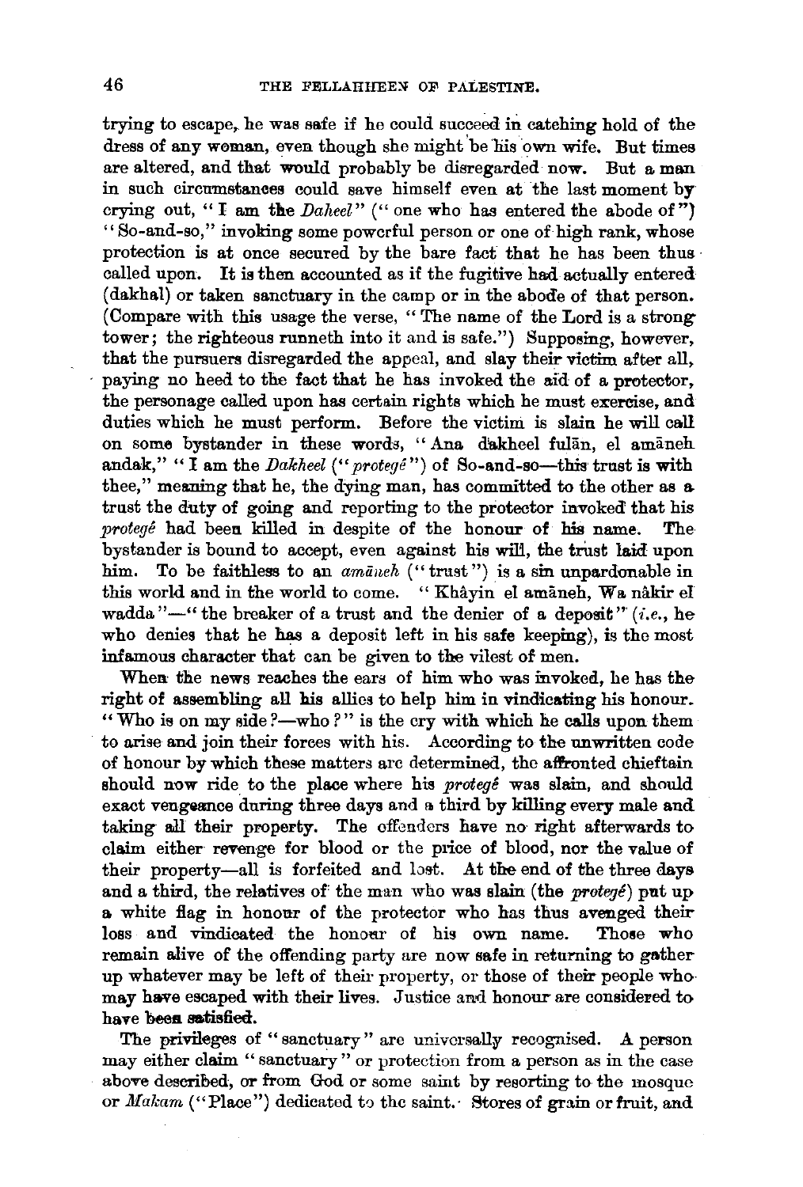trying to escape, he was safe if he could succeed in catching hold of the dress of any woman, even though she might be his own wife. But times are altered, and that would probably be disregarded now. But a man in such circumstances could save himself even at the last moment by crying out, "I am the *Daheel*" ("one who has entered the abode of") "So-and-so," invoking some powerful person or one of high rank, whose protection is at once secured by the bare fact that he has been thus called upon. It is then accounted as if the fugitive had actually entered (dakhal) or taken sanctuary in the camp or in the abode of that person. (Compare with this usage the verse, "The name of the Lord is a strong tower; the righteous runneth into it and is safe.") Supposing, however, that the pursuers disregarded the appeal, and slay their victim after all, paying no heed to the fact that he has invoked the aid of a protector, the personage called upon has certain rights which he must exercise, and duties which he must perform. Before the victim is slain he will call on some bystander in these words, "Ana dakheel fulān, el amāneh andak," "I am the *Dakheel* ("*protegé*") of So-and-so—this trust is with thee," meaning that he, the dying man, has committed to the other as a trust the duty of going and reporting to the protector invoked that his *protegé* had been killed in despite of the honour of his name. The bystander is bound to accept, even against his will, the trust laid upon him. To be faithless to an *amāneh* ("trust") is a sin unpardonable in this world and in the world to come. "Khâyin el amāneh, Wa nâkir el wadda"—"the breaker of a trust and the denier of a deposit" (*i.e.*, he who denies that he has a deposit left in his safe keeping), is the most infamous character that can be given to the vilest of men.

When the news reaches the ears of him who was invoked, he has the right of assembling all his allies to help him in vindicating his honour. "Who is on my side?—who?" is the cry with which he calls upon them to arise and join their forces with his. According to the unwritten code of honour by which these matters are determined, the affronted chieftain should now ride to the place where his *protegé* was slain, and should exact vengeance during three days and a third by killing every male and taking all their property. The offenders have no right afterwards to claim either revenge for blood or the price of blood, nor the value of their property—all is forfeited and lost. At the end of the three days and a third, the relatives of the man who was slain (the *protegé*) put up a white flag in honour of the protector who has thus avenged their loss and vindicated the honour of his own name. Those who remain alive of the offending party are now safe in returning to gather up whatever may be left of their property, or those of their people who may have escaped with their lives. Justice and honour are considered to have been satisfied.

The privileges of "sanctuary" are universally recognised. A person may either claim "sanctuary" or protection from a person as in the case above described, or from God or some saint by resorting to the mosque or *Makam* ("Place") dedicated to the saint. Stores of grain or fruit, and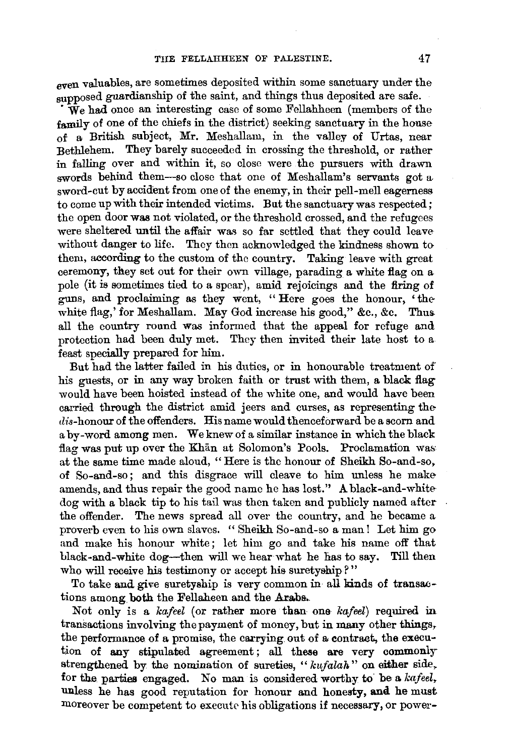even valuables, are sometimes deposited within some sanctuary under the supposed guardianship of the saint, and things thus deposited are safe.

We had once an interesting case of some Fellahheen (members of the family of one of the chiefs in the district) seeking sanctuary in the house of a British subject, Mr. Meshallam, in the valley of Urtas, near Bethlehem. They barely succeeded in crossing the threshold, or rather in falling over and within it, so close were the pursuers with drawn swords behind them—so close that one of Meshallam's servants got a sword-cut by accident from one of the enemy, in their pell-mell eagerness to come up with their intended victims. But the sanctuary was respected; the open door was not violated, or the threshold crossed, and the refugees were sheltered until the affair was so far settled that they could leave without danger to life. They then acknowledged the kindness shown to them, according to the custom of the country. Taking leave with great ceremony, they set out for their own village, parading a white flag on a pole (it is sometimes tied to a spear), amid rejoicings and the firing of guns, and proclaiming as they went, "Here goes the honour, 'the white flag,' for Meshallam. May God increase his good," &c., &c. Thus all the country round was informed that the appeal for refuge and protection had been duly met. They then invited their late host to a feast specially prepared for him.

But had the latter failed in his duties, or in honourable treatment of his guests, or in any way broken faith or trust with them, a black flag would have been hoisted instead of the white one, and would have been carried through the district amid jeers and curses, as representing the *dis*-honour of the offenders. His name would thenceforward be a scorn and a by-word among men. We knew of a similar instance in which the black flag was put up over the Khān at Solomon's Pools. Proclamation was at the same time made aloud, "Here is the honour of Sheikh So-and-so, of So-and-so; and this disgrace will cleave to him unless he make amends, and thus repair the good name he has lost." A black-and-white dog with a black tip to his tail was then taken and publicly named after the offender. The news spread all over the country, and he became a proverb even to his own slaves. "Sheikh So-and-so a man! Let him go and make his honour white; let him go and take his name off that black-and-white dog—then will we hear what he has to say. Till then who will receive his testimony or accept his suretyship?"

To take and give suretyship is very common in all kinds of transactions among both the Fellaheen and the Arabs.

Not only is a *kafeel* (or rather more than one *kafeel*) required in transactions involving the payment of money, but in many other things, the performance of a promise, the carrying out of a contract, the execution of any stipulated agreement; all these are very commonly strengthened by the nomination of sureties, "*kufalah*" on either side, for the parties engaged. No man is considered worthy to be a *kafeel*, unless he has good reputation for honour and honesty, and he must moreover be competent to execute his obligations if necessary, or power-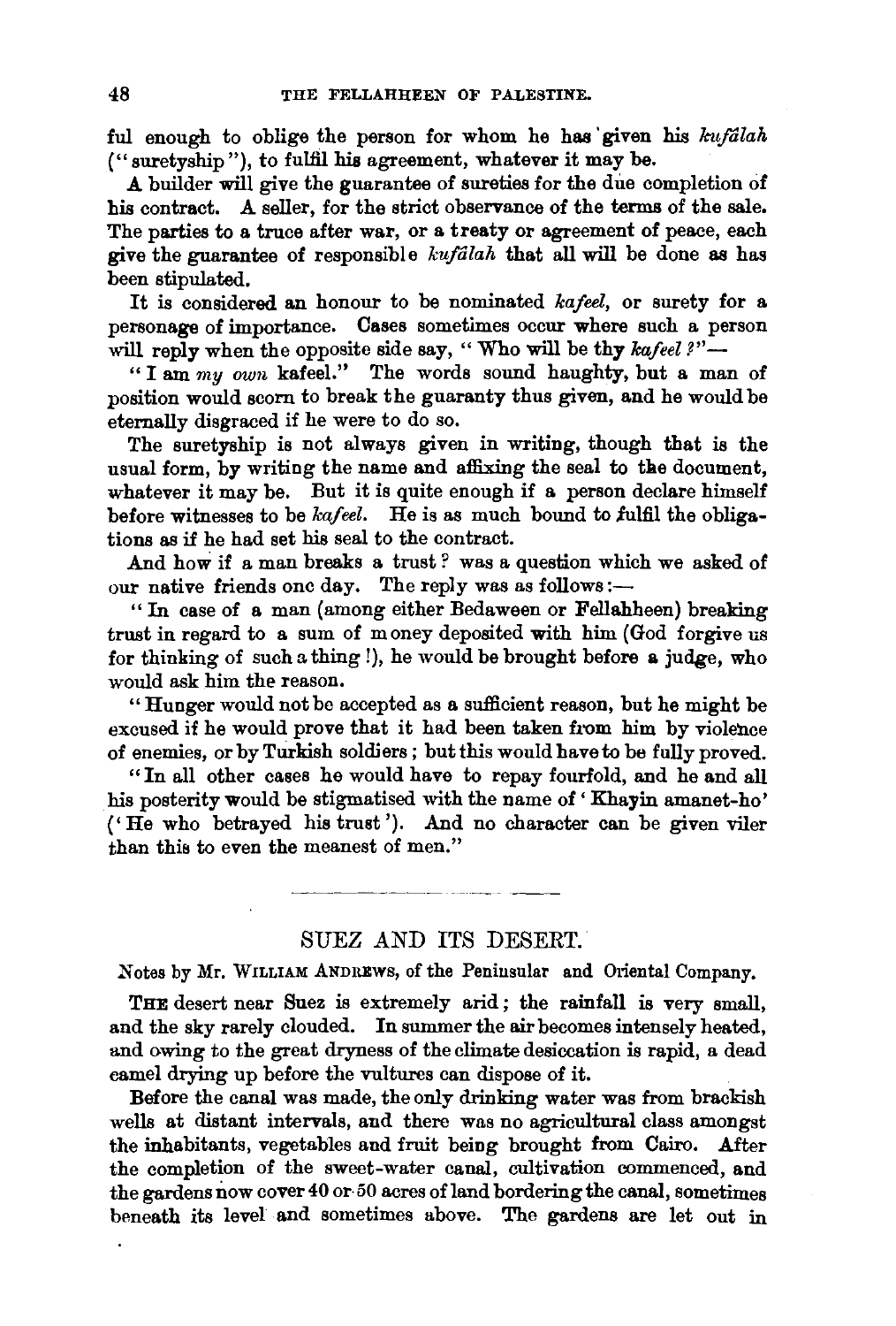ful enough to oblige the person for whom he has given his *kufâlah* ("suretyship"), to fulfil his agreement, whatever it may be.

A builder will give the guarantee of sureties for the due completion of his contract. A seller, for the strict observance of the terms of the sale. The parties to a truce after war, or a treaty or agreement of peace, each give the guarantee of responsible *kufâlah* that all will be done as has been stipulated.

It is considered an honour to be nominated *kafeel*, or surety for a personage of importance. Cases sometimes occur where such a person will reply when the opposite side say, "Who will be thy *kafeel?*"—

"I am *my own* kafeel." The words sound haughty, but a man of position would scorn to break the guaranty thus given, and he would be eternally disgraced if he were to do so.

The suretyship is not always given in writing, though that is the usual form, by writing the name and affixing the seal to the document, whatever it may be. But it is quite enough if a person declare himself before witnesses to be *kafeel*. He is as much bound to fulfil the obligations as if he had set his seal to the contract.

And how if a man breaks a trust? was a question which we asked of our native friends onc day. The reply was as follows:—

"In case of a man (among either Bedaween or Fellahheen) breaking trust in regard to a sum of money deposited with him (God forgive us for thinking of such a thing!), he would be brought before a judge, who would ask him the reason.

"Hunger would not be accepted as a sufficient reason, but he might be excused if he would prove that it had been taken from him by violence of enemies, or by Turkish soldiers; but this would have to be fully proved.

"In all other cases he would have to repay fourfold, and he and all his posterity would be stigmatised with the name of 'Khayin amanet-ho' ('He who betrayed his trust'). And no character can be given viler than this to even the meanest of men."

---

## SUEZ AND ITS DESERT.

Notes by Mr. WILLIAM ANDREWS, of the Peninsular and Oriental Company.

THE desert near Suez is extremely arid; the rainfall is very small, and the sky rarely clouded. In summer the air becomes intensely heated, and owing to the great dryness of the climate desiccation is rapid, a dead camel drying up before the vultures can dispose of it.

Before the canal was made, the only drinking water was from brackish wells at distant intervals, and there was no agricultural class amongst the inhabitants, vegetables and fruit being brought from Cairo. After the completion of the sweet-water canal, cultivation commenced, and the gardens now cover 40 or 50 acres of land bordering the canal, sometimes beneath its level and sometimes above. The gardens are let out in